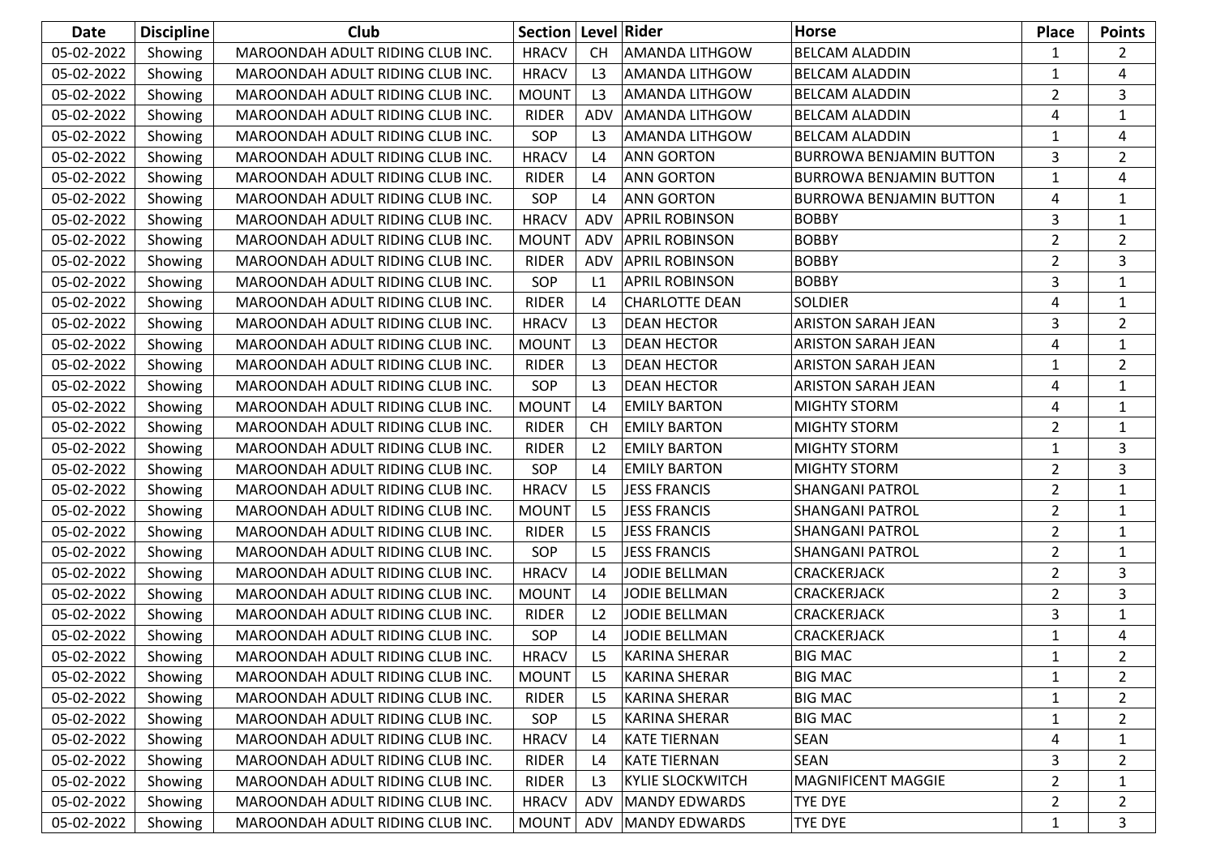| Date | Discipline | Club | Section | Level | Rider | Horse | Place | Points |
|---|---|---|---|---|---|---|---|---|
| 05-02-2022 | Showing | MAROONDAH ADULT RIDING CLUB INC. | HRACV | CH | AMANDA LITHGOW | BELCAM ALADDIN | 1 | 2 |
| 05-02-2022 | Showing | MAROONDAH ADULT RIDING CLUB INC. | HRACV | L3 | AMANDA LITHGOW | BELCAM ALADDIN | 1 | 4 |
| 05-02-2022 | Showing | MAROONDAH ADULT RIDING CLUB INC. | MOUNT | L3 | AMANDA LITHGOW | BELCAM ALADDIN | 2 | 3 |
| 05-02-2022 | Showing | MAROONDAH ADULT RIDING CLUB INC. | RIDER | ADV | AMANDA LITHGOW | BELCAM ALADDIN | 4 | 1 |
| 05-02-2022 | Showing | MAROONDAH ADULT RIDING CLUB INC. | SOP | L3 | AMANDA LITHGOW | BELCAM ALADDIN | 1 | 4 |
| 05-02-2022 | Showing | MAROONDAH ADULT RIDING CLUB INC. | HRACV | L4 | ANN GORTON | BURROWA BENJAMIN BUTTON | 3 | 2 |
| 05-02-2022 | Showing | MAROONDAH ADULT RIDING CLUB INC. | RIDER | L4 | ANN GORTON | BURROWA BENJAMIN BUTTON | 1 | 4 |
| 05-02-2022 | Showing | MAROONDAH ADULT RIDING CLUB INC. | SOP | L4 | ANN GORTON | BURROWA BENJAMIN BUTTON | 4 | 1 |
| 05-02-2022 | Showing | MAROONDAH ADULT RIDING CLUB INC. | HRACV | ADV | APRIL ROBINSON | BOBBY | 3 | 1 |
| 05-02-2022 | Showing | MAROONDAH ADULT RIDING CLUB INC. | MOUNT | ADV | APRIL ROBINSON | BOBBY | 2 | 2 |
| 05-02-2022 | Showing | MAROONDAH ADULT RIDING CLUB INC. | RIDER | ADV | APRIL ROBINSON | BOBBY | 2 | 3 |
| 05-02-2022 | Showing | MAROONDAH ADULT RIDING CLUB INC. | SOP | L1 | APRIL ROBINSON | BOBBY | 3 | 1 |
| 05-02-2022 | Showing | MAROONDAH ADULT RIDING CLUB INC. | RIDER | L4 | CHARLOTTE DEAN | SOLDIER | 4 | 1 |
| 05-02-2022 | Showing | MAROONDAH ADULT RIDING CLUB INC. | HRACV | L3 | DEAN HECTOR | ARISTON SARAH JEAN | 3 | 2 |
| 05-02-2022 | Showing | MAROONDAH ADULT RIDING CLUB INC. | MOUNT | L3 | DEAN HECTOR | ARISTON SARAH JEAN | 4 | 1 |
| 05-02-2022 | Showing | MAROONDAH ADULT RIDING CLUB INC. | RIDER | L3 | DEAN HECTOR | ARISTON SARAH JEAN | 1 | 2 |
| 05-02-2022 | Showing | MAROONDAH ADULT RIDING CLUB INC. | SOP | L3 | DEAN HECTOR | ARISTON SARAH JEAN | 4 | 1 |
| 05-02-2022 | Showing | MAROONDAH ADULT RIDING CLUB INC. | MOUNT | L4 | EMILY BARTON | MIGHTY STORM | 4 | 1 |
| 05-02-2022 | Showing | MAROONDAH ADULT RIDING CLUB INC. | RIDER | CH | EMILY BARTON | MIGHTY STORM | 2 | 1 |
| 05-02-2022 | Showing | MAROONDAH ADULT RIDING CLUB INC. | RIDER | L2 | EMILY BARTON | MIGHTY STORM | 1 | 3 |
| 05-02-2022 | Showing | MAROONDAH ADULT RIDING CLUB INC. | SOP | L4 | EMILY BARTON | MIGHTY STORM | 2 | 3 |
| 05-02-2022 | Showing | MAROONDAH ADULT RIDING CLUB INC. | HRACV | L5 | JESS FRANCIS | SHANGANI PATROL | 2 | 1 |
| 05-02-2022 | Showing | MAROONDAH ADULT RIDING CLUB INC. | MOUNT | L5 | JESS FRANCIS | SHANGANI PATROL | 2 | 1 |
| 05-02-2022 | Showing | MAROONDAH ADULT RIDING CLUB INC. | RIDER | L5 | JESS FRANCIS | SHANGANI PATROL | 2 | 1 |
| 05-02-2022 | Showing | MAROONDAH ADULT RIDING CLUB INC. | SOP | L5 | JESS FRANCIS | SHANGANI PATROL | 2 | 1 |
| 05-02-2022 | Showing | MAROONDAH ADULT RIDING CLUB INC. | HRACV | L4 | JODIE BELLMAN | CRACKERJACK | 2 | 3 |
| 05-02-2022 | Showing | MAROONDAH ADULT RIDING CLUB INC. | MOUNT | L4 | JODIE BELLMAN | CRACKERJACK | 2 | 3 |
| 05-02-2022 | Showing | MAROONDAH ADULT RIDING CLUB INC. | RIDER | L2 | JODIE BELLMAN | CRACKERJACK | 3 | 1 |
| 05-02-2022 | Showing | MAROONDAH ADULT RIDING CLUB INC. | SOP | L4 | JODIE BELLMAN | CRACKERJACK | 1 | 4 |
| 05-02-2022 | Showing | MAROONDAH ADULT RIDING CLUB INC. | HRACV | L5 | KARINA SHERAR | BIG MAC | 1 | 2 |
| 05-02-2022 | Showing | MAROONDAH ADULT RIDING CLUB INC. | MOUNT | L5 | KARINA SHERAR | BIG MAC | 1 | 2 |
| 05-02-2022 | Showing | MAROONDAH ADULT RIDING CLUB INC. | RIDER | L5 | KARINA SHERAR | BIG MAC | 1 | 2 |
| 05-02-2022 | Showing | MAROONDAH ADULT RIDING CLUB INC. | SOP | L5 | KARINA SHERAR | BIG MAC | 1 | 2 |
| 05-02-2022 | Showing | MAROONDAH ADULT RIDING CLUB INC. | HRACV | L4 | KATE TIERNAN | SEAN | 4 | 1 |
| 05-02-2022 | Showing | MAROONDAH ADULT RIDING CLUB INC. | RIDER | L4 | KATE TIERNAN | SEAN | 3 | 2 |
| 05-02-2022 | Showing | MAROONDAH ADULT RIDING CLUB INC. | RIDER | L3 | KYLIE SLOCKWITCH | MAGNIFICENT MAGGIE | 2 | 1 |
| 05-02-2022 | Showing | MAROONDAH ADULT RIDING CLUB INC. | HRACV | ADV | MANDY EDWARDS | TYE DYE | 2 | 2 |
| 05-02-2022 | Showing | MAROONDAH ADULT RIDING CLUB INC. | MOUNT | ADV | MANDY EDWARDS | TYE DYE | 1 | 3 |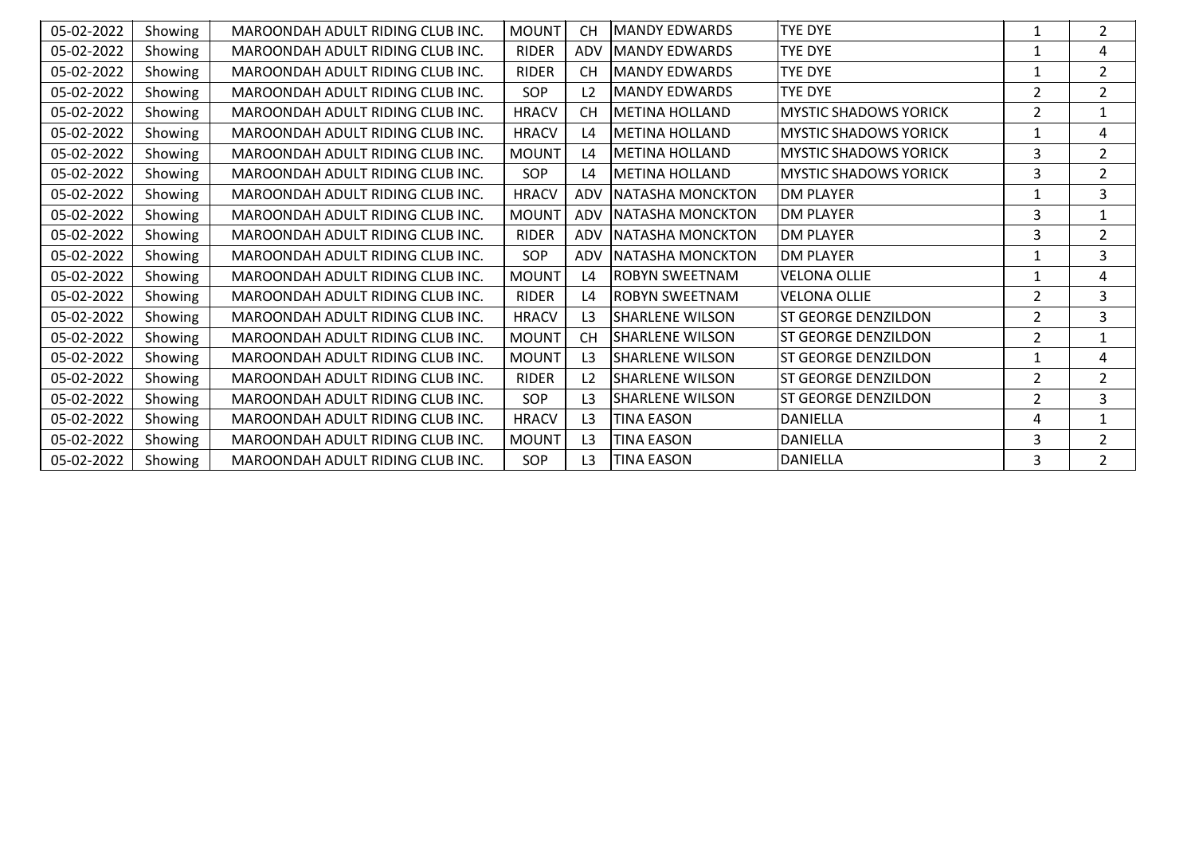| | | | | | | | | |
|---|---|---|---|---|---|---|---|---|
| 05-02-2022 | Showing | MAROONDAH ADULT RIDING CLUB INC. | MOUNT | CH | MANDY EDWARDS | TYE DYE | 1 | 2 |
| 05-02-2022 | Showing | MAROONDAH ADULT RIDING CLUB INC. | RIDER | ADV | MANDY EDWARDS | TYE DYE | 1 | 4 |
| 05-02-2022 | Showing | MAROONDAH ADULT RIDING CLUB INC. | RIDER | CH | MANDY EDWARDS | TYE DYE | 1 | 2 |
| 05-02-2022 | Showing | MAROONDAH ADULT RIDING CLUB INC. | SOP | L2 | MANDY EDWARDS | TYE DYE | 2 | 2 |
| 05-02-2022 | Showing | MAROONDAH ADULT RIDING CLUB INC. | HRACV | CH | METINA HOLLAND | MYSTIC SHADOWS YORICK | 2 | 1 |
| 05-02-2022 | Showing | MAROONDAH ADULT RIDING CLUB INC. | HRACV | L4 | METINA HOLLAND | MYSTIC SHADOWS YORICK | 1 | 4 |
| 05-02-2022 | Showing | MAROONDAH ADULT RIDING CLUB INC. | MOUNT | L4 | METINA HOLLAND | MYSTIC SHADOWS YORICK | 3 | 2 |
| 05-02-2022 | Showing | MAROONDAH ADULT RIDING CLUB INC. | SOP | L4 | METINA HOLLAND | MYSTIC SHADOWS YORICK | 3 | 2 |
| 05-02-2022 | Showing | MAROONDAH ADULT RIDING CLUB INC. | HRACV | ADV | NATASHA MONCKTON | DM PLAYER | 1 | 3 |
| 05-02-2022 | Showing | MAROONDAH ADULT RIDING CLUB INC. | MOUNT | ADV | NATASHA MONCKTON | DM PLAYER | 3 | 1 |
| 05-02-2022 | Showing | MAROONDAH ADULT RIDING CLUB INC. | RIDER | ADV | NATASHA MONCKTON | DM PLAYER | 3 | 2 |
| 05-02-2022 | Showing | MAROONDAH ADULT RIDING CLUB INC. | SOP | ADV | NATASHA MONCKTON | DM PLAYER | 1 | 3 |
| 05-02-2022 | Showing | MAROONDAH ADULT RIDING CLUB INC. | MOUNT | L4 | ROBYN SWEETNAM | VELONA OLLIE | 1 | 4 |
| 05-02-2022 | Showing | MAROONDAH ADULT RIDING CLUB INC. | RIDER | L4 | ROBYN SWEETNAM | VELONA OLLIE | 2 | 3 |
| 05-02-2022 | Showing | MAROONDAH ADULT RIDING CLUB INC. | HRACV | L3 | SHARLENE WILSON | ST GEORGE DENZILDON | 2 | 3 |
| 05-02-2022 | Showing | MAROONDAH ADULT RIDING CLUB INC. | MOUNT | CH | SHARLENE WILSON | ST GEORGE DENZILDON | 2 | 1 |
| 05-02-2022 | Showing | MAROONDAH ADULT RIDING CLUB INC. | MOUNT | L3 | SHARLENE WILSON | ST GEORGE DENZILDON | 1 | 4 |
| 05-02-2022 | Showing | MAROONDAH ADULT RIDING CLUB INC. | RIDER | L2 | SHARLENE WILSON | ST GEORGE DENZILDON | 2 | 2 |
| 05-02-2022 | Showing | MAROONDAH ADULT RIDING CLUB INC. | SOP | L3 | SHARLENE WILSON | ST GEORGE DENZILDON | 2 | 3 |
| 05-02-2022 | Showing | MAROONDAH ADULT RIDING CLUB INC. | HRACV | L3 | TINA EASON | DANIELLA | 4 | 1 |
| 05-02-2022 | Showing | MAROONDAH ADULT RIDING CLUB INC. | MOUNT | L3 | TINA EASON | DANIELLA | 3 | 2 |
| 05-02-2022 | Showing | MAROONDAH ADULT RIDING CLUB INC. | SOP | L3 | TINA EASON | DANIELLA | 3 | 2 |